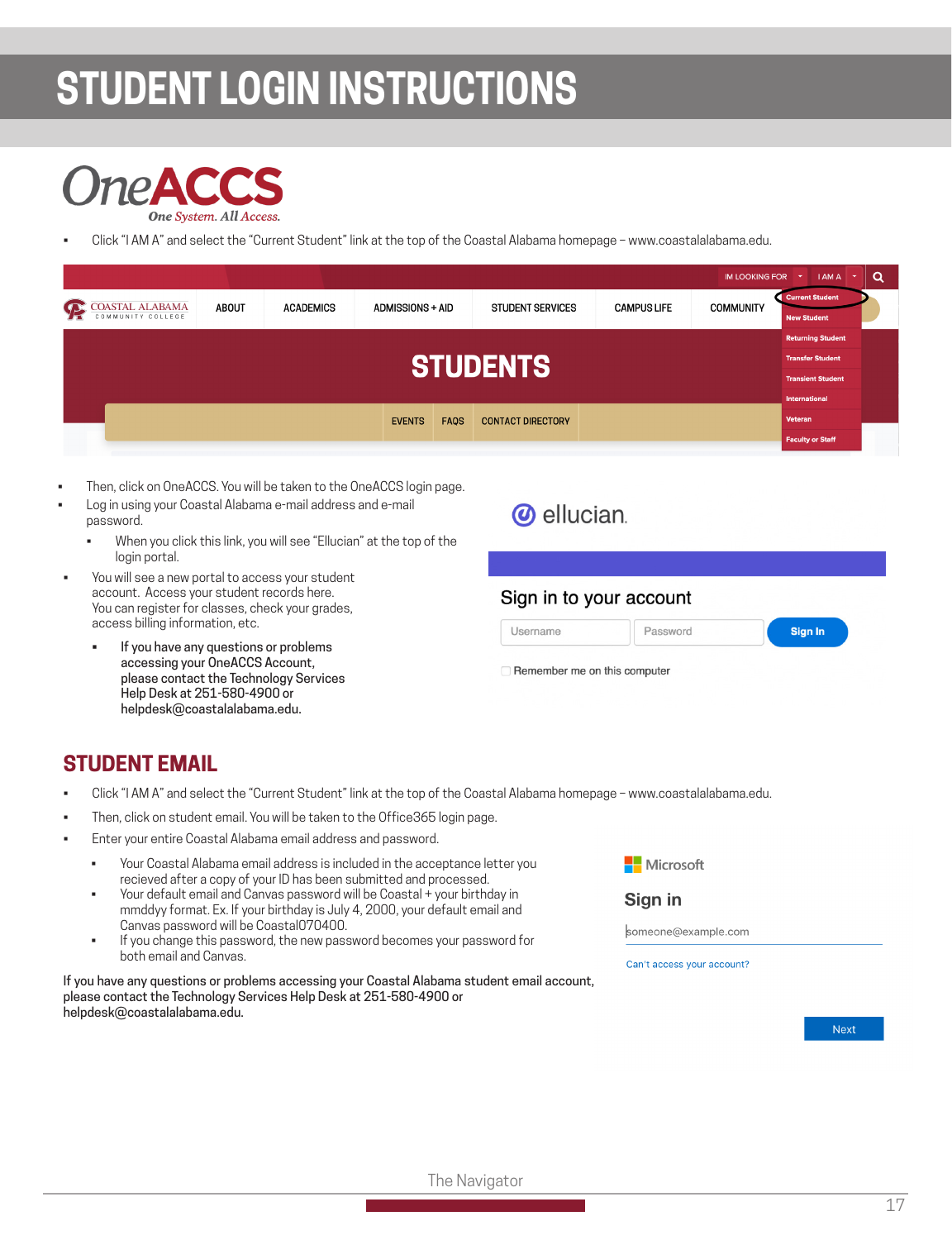# STUDENT LOGIN INSTRUCTIONS

OneACCS
*One System. All Access.*

- Click "I AM A" and select the "Current Student" link at the top of the Coastal Alabama homepage – www.coastalalabama.edu.

- Then, click on OneACCS. You will be taken to the OneACCS login page.
- Log in using your Coastal Alabama e-mail address and e-mail password.
  - When you click this link, you will see "Ellucian" at the top of the login portal.
- You will see a new portal to access your student account. Access your student records here. You can register for classes, check your grades, access billing information, etc.
  - If you have any questions or problems accessing your OneACCS Account, please contact the Technology Services Help Desk at 251-580-4900 or helpdesk@coastalalabama.edu.

## STUDENT EMAIL

- Click "I AM A" and select the "Current Student" link at the top of the Coastal Alabama homepage – www.coastalalabama.edu.
- Then, click on student email. You will be taken to the Office365 login page.
- Enter your entire Coastal Alabama email address and password.
  - Your Coastal Alabama email address is included in the acceptance letter you recieved after a copy of your ID has been submitted and processed.
  - Your default email and Canvas password will be Coastal + your birthday in mmddyy format. Ex. If your birthday is July 4, 2000, your default email and Canvas password will be Coastal070400.
  - If you change this password, the new password becomes your password for both email and Canvas.

If you have any questions or problems accessing your Coastal Alabama student email account, please contact the Technology Services Help Desk at 251-580-4900 or helpdesk@coastalalabama.edu.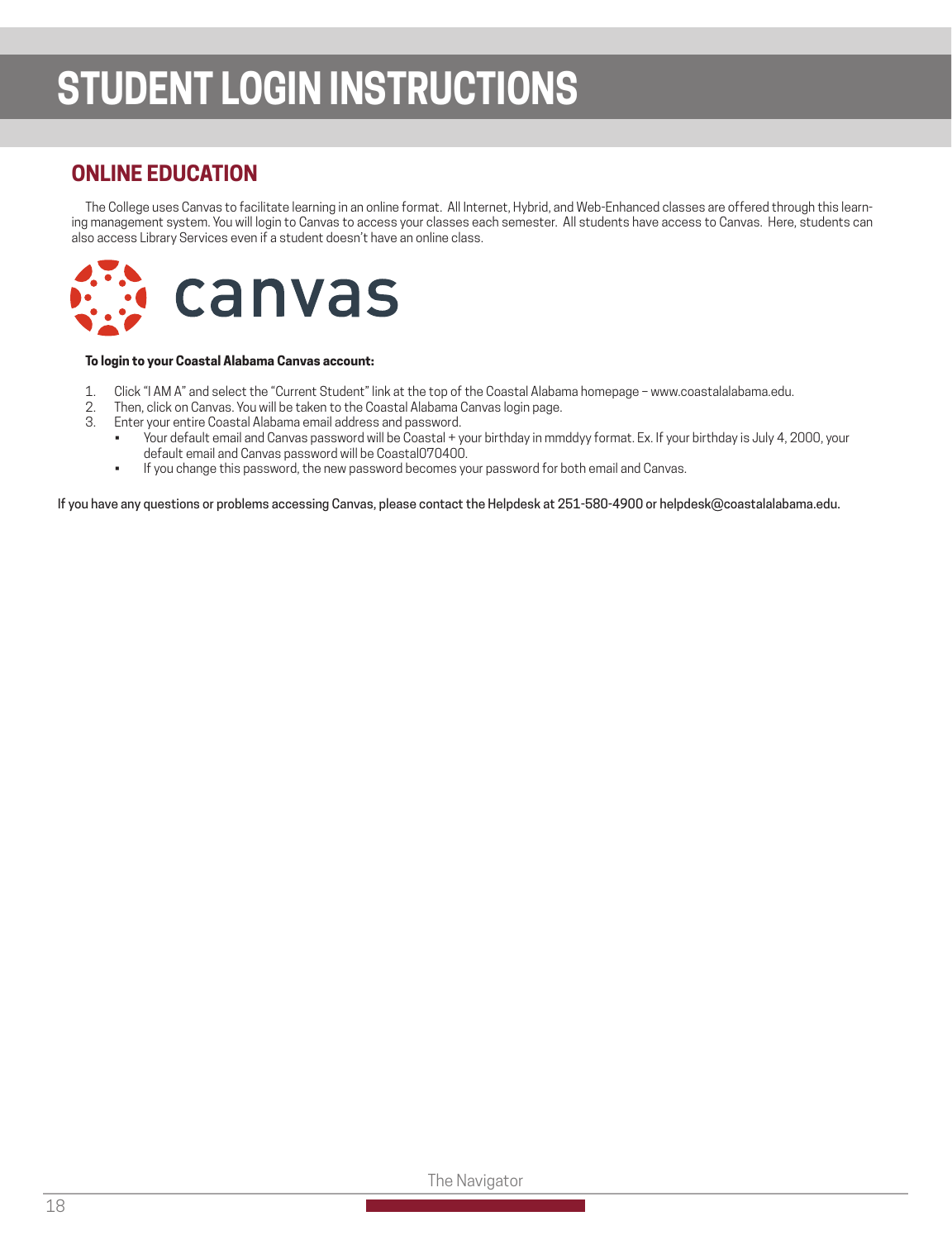# STUDENT LOGIN INSTRUCTIONS

## ONLINE EDUCATION

The College uses Canvas to facilitate learning in an online format. All Internet, Hybrid, and Web-Enhanced classes are offered through this learning management system. You will login to Canvas to access your classes each semester. All students have access to Canvas. Here, students can also access Library Services even if a student doesn't have an online class.

canvas

**To login to your Coastal Alabama Canvas account:**

1. Click "I AM A" and select the "Current Student" link at the top of the Coastal Alabama homepage – www.coastalalabama.edu.
2. Then, click on Canvas. You will be taken to the Coastal Alabama Canvas login page.
3. Enter your entire Coastal Alabama email address and password.
   - Your default email and Canvas password will be Coastal + your birthday in mmddyy format. Ex. If your birthday is July 4, 2000, your default email and Canvas password will be Coastal070400.
   - If you change this password, the new password becomes your password for both email and Canvas.

If you have any questions or problems accessing Canvas, please contact the Helpdesk at 251-580-4900 or helpdesk@coastalalabama.edu.